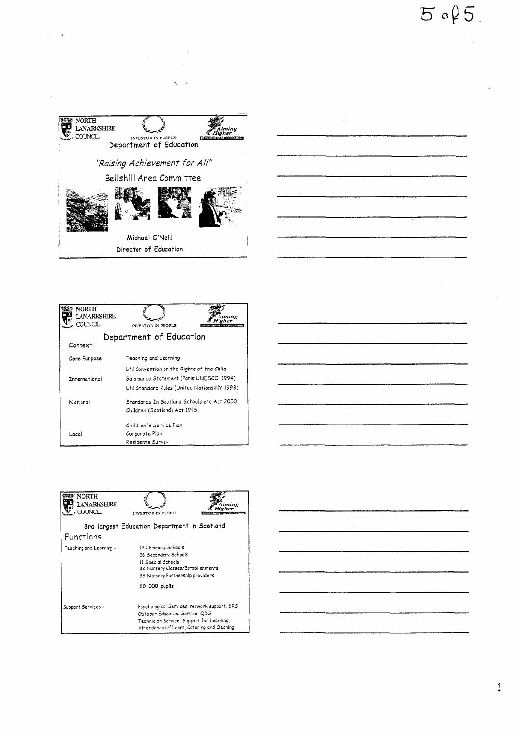NORTH LANARKSHIRE COUNCIL

INVESTOR IN PEOPLE

Aiming Higher

## Department of Education

*"Raising Achievement for All"*

Bellshill Area Committee

Michael O'Neill

Director of Education

---

NORTH LANARKSHIRE COUNCIL

INVESTOR IN PEOPLE

Aiming Higher

## Department of Education

Context

| | |
|---|---|
| Core Purpose | Teaching and Learning |
| International | UN Convention on the Rights of the Child |
| | Salamanca Statement (Paris:UNESCO, 1994) |
| | UN Standard Rules (United Nations:NY 1993) |
| National | Standards In Scotland Schools etc Act 2000 |
| | Children (Scotland) Act 1995 |
| Local | Children's Service Plan |
| | Corporate Plan |
| | Residents Survey |

---

NORTH LANARKSHIRE COUNCIL

INVESTOR IN PEOPLE

Aiming Higher

### 3rd largest Education Department in Scotland

Functions

| | |
|---|---|
| Teaching and Learning - | 130 Primary Schools<br>26 Secondary Schools<br>11 Special Schools<br>82 Nursery Classes/Establishments<br>38 Nursery Partnership providers<br><br>60,000 pupils |
| Support Services - | Psychological Services, network support, ERS, Outdoor Education Service, QDS, Technician Service, Support for Learning, Attendance Officers, Catering and Cleaning |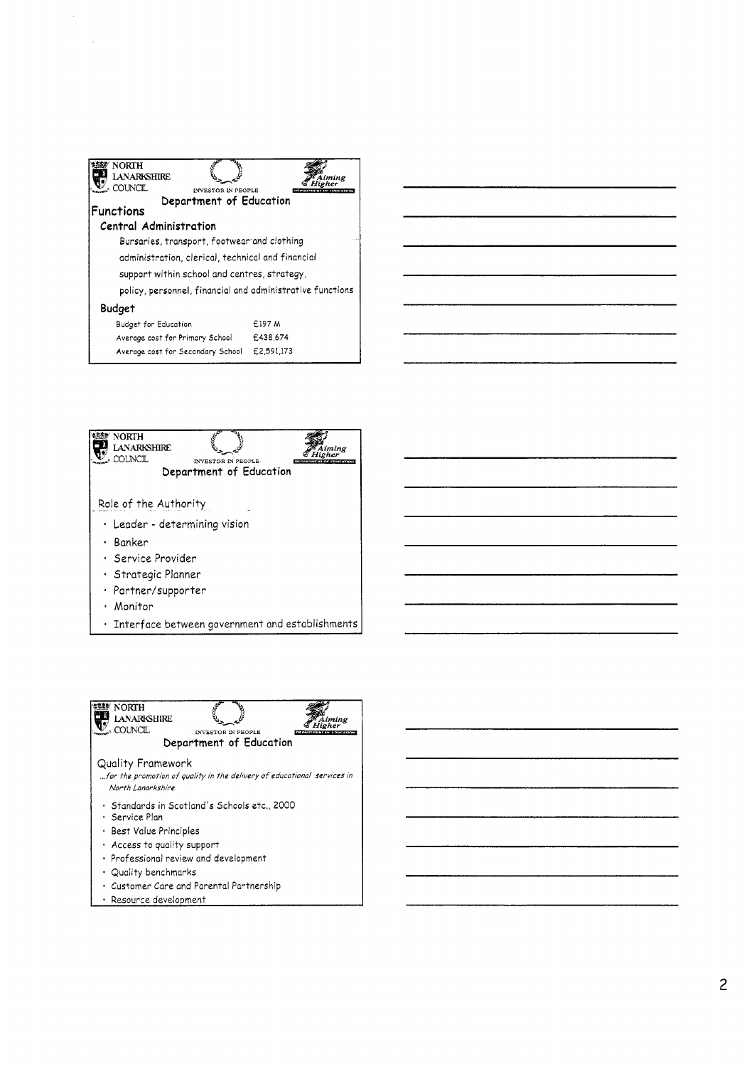NORTH LANARKSHIRE COUNCIL — INVESTOR IN PEOPLE — Aiming Higher — DEPARTMENT OF EDUCATION

## Department of Education

### Functions

#### Central Administration

Bursaries, transport, footwear and clothing administration, clerical, technical and financial support within school and centres, strategy, policy, personnel, financial and administrative functions

#### Budget

| | |
|---|---|
| Budget for Education | £197 M |
| Average cost for Primary School | £438,674 |
| Average cost for Secondary School | £2,591,173 |

---

NORTH LANARKSHIRE COUNCIL — INVESTOR IN PEOPLE — Aiming Higher — DEPARTMENT OF EDUCATION

## Department of Education

### Role of the Authority

- Leader - determining vision
- Banker
- Service Provider
- Strategic Planner
- Partner/supporter
- Monitor
- Interface between government and establishments

---

NORTH LANARKSHIRE COUNCIL — INVESTOR IN PEOPLE — Aiming Higher — DEPARTMENT OF EDUCATION

## Department of Education

### Quality Framework

*...for the promotion of quality in the delivery of educational services in North Lanarkshire*

- Standards in Scotland's Schools etc., 2000
- Service Plan
- Best Value Principles
- Access to quality support
- Professional review and development
- Quality benchmarks
- Customer Care and Parental Partnership
- Resource development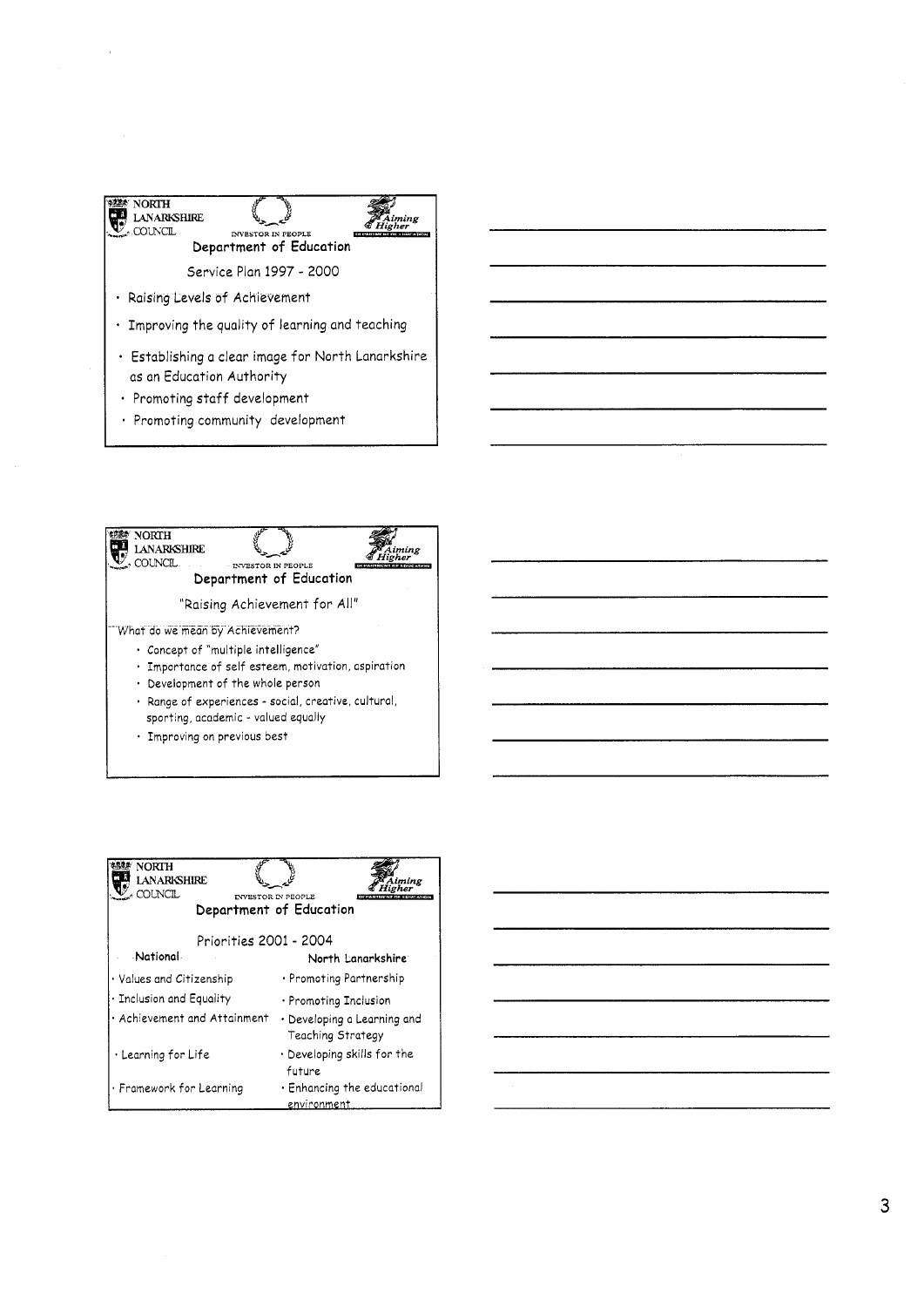NORTH LANARKSHIRE COUNCIL — INVESTOR IN PEOPLE — Aiming Higher — DEPARTMENT OF EDUCATION

## Department of Education

Service Plan 1997 - 2000

- Raising Levels of Achievement
- Improving the quality of learning and teaching
- Establishing a clear image for North Lanarkshire as an Education Authority
- Promoting staff development
- Promoting community development

---

NORTH LANARKSHIRE COUNCIL — INVESTOR IN PEOPLE — Aiming Higher — DEPARTMENT OF EDUCATION

## Department of Education

"Raising Achievement for All"

What do we mean by Achievement?

- Concept of "multiple intelligence"
- Importance of self esteem, motivation, aspiration
- Development of the whole person
- Range of experiences - social, creative, cultural, sporting, academic - valued equally
- Improving on previous best

---

NORTH LANARKSHIRE COUNCIL — INVESTOR IN PEOPLE — Aiming Higher — DEPARTMENT OF EDUCATION

## Department of Education

Priorities 2001 - 2004

| National | North Lanarkshire |
| --- | --- |
| Values and Citizenship | Promoting Partnership |
| Inclusion and Equality | Promoting Inclusion |
| Achievement and Attainment | Developing a Learning and Teaching Strategy |
| Learning for Life | Developing skills for the future |
| Framework for Learning | Enhancing the educational environment |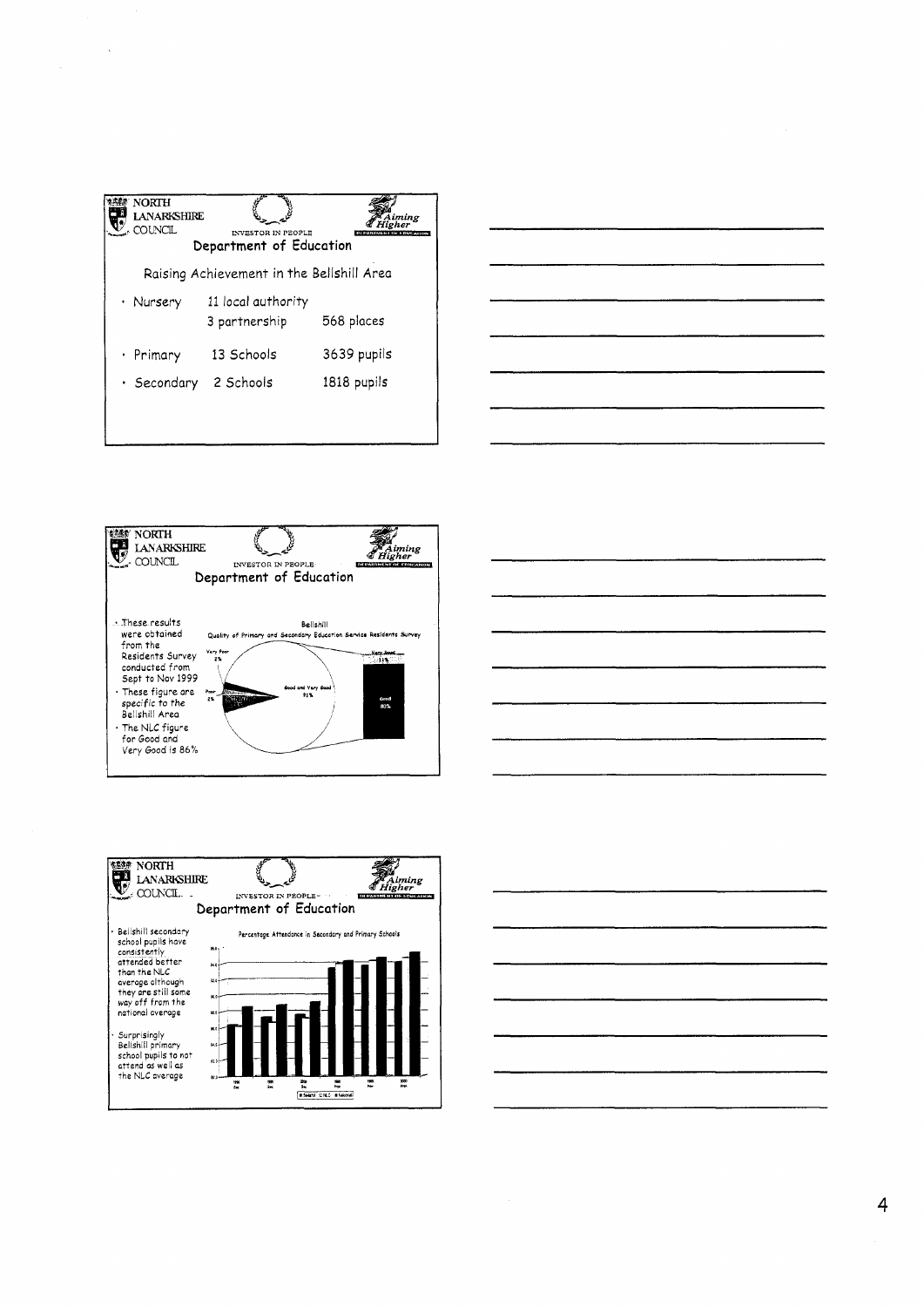NORTH LANARKSHIRE COUNCIL

INVESTOR IN PEOPLE

Aiming Higher

## Department of Education

Raising Achievement in the Bellshill Area

| | | |
|---|---|---|
| • Nursery | 11 local authority | |
| | 3 partnership | 568 places |
| • Primary | 13 Schools | 3639 pupils |
| • Secondary | 2 Schools | 1818 pupils |

NORTH LANARKSHIRE COUNCIL

INVESTOR IN PEOPLE

Aiming Higher

## Department of Education

- These results were obtained from the Residents Survey conducted from Sept to Nov 1999
- These figure are specific to the Bellshill Area
- The NLC figure for Good and Very Good is 86%

Bellshill

Quality of Primary and Secondary Education Service Residents Survey

Very Poor 2%

Poor 2%

Good and Very Good 91%

Very Good 11%

Good 80%

NORTH LANARKSHIRE COUNCIL

INVESTOR IN PEOPLE

Aiming Higher

## Department of Education

- Bellshill secondary school pupils have consistently attended better than the NLC average although they are still some way off from the national average
- Surprisingly Bellshill primary school pupils to not attend as well as the NLC average

Percentage Attendance in Secondary and Primary Schools

Bellshill NLC National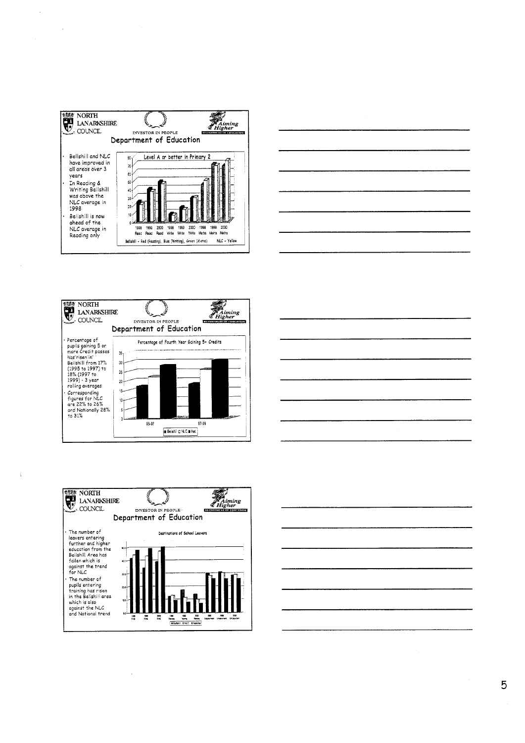NORTH LANARKSHIRE COUNCIL

INVESTOR IN PEOPLE

Aiming Higher

## Department of Education

- Bellshill and NLC have improved in all areas over 3 years
- In Reading & Writing Bellshill was above the NLC average in 1998
- Bellshill is now ahead of the NLC average in Reading only

Level A or better in Primary 2

Bellshill - Red (Reading), Blue (Writing), Green (Maths) NLC - Yellow

NORTH LANARKSHIRE COUNCIL

INVESTOR IN PEOPLE

Aiming Higher

## Department of Education

- Percentage of pupils gaining 5 or more Credit passes has risen in Bellshill from 17% (1995 to 1997) to 18% (1997 to 1999) - 3 year rolling averages
- Corresponding figures for NLC are 22% to 26% and Nationally 28% to 31%

Percentage of Fourth Year Gaining 5+ Credits

NORTH LANARKSHIRE COUNCIL

INVESTOR IN PEOPLE

Aiming Higher

## Department of Education

- The number of leavers entering further and higher education from the Bellshill Area has fallen which is against the trend for NLC
- The number of pupils entering training has risen in the Bellshill area which is also against the NLC and National trend

Destinations of School Leavers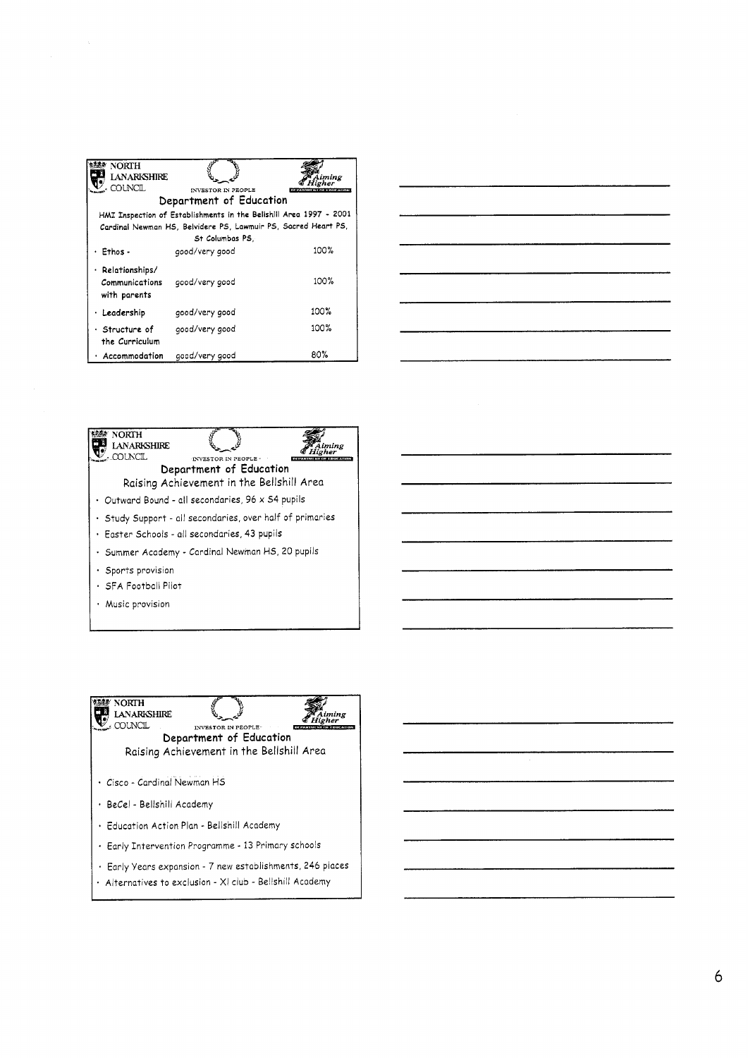NORTH LANARKSHIRE COUNCIL

INVESTOR IN PEOPLE

Aiming Higher

DEPARTMENT OF EDUCATION

## Department of Education

HMI Inspection of Establishments in the Bellshill Area 1997 - 2001

Cardinal Newman HS, Belvidere PS, Lawmuir PS, Sacred Heart PS, St Columbas PS,

| | | |
|---|---|---|
| Ethos - | good/very good | 100% |
| Relationships/ Communications with parents | good/very good | 100% |
| Leadership | good/very good | 100% |
| Structure of the Curriculum | good/very good | 100% |
| Accommodation | good/very good | 80% |

NORTH LANARKSHIRE COUNCIL

INVESTOR IN PEOPLE

Aiming Higher

DEPARTMENT OF EDUCATION

## Department of Education

### Raising Achievement in the Bellshill Area

- Outward Bound - all secondaries, 96 x S4 pupils
- Study Support - all secondaries, over half of primaries
- Easter Schools - all secondaries, 43 pupils
- Summer Academy - Cardinal Newman HS, 20 pupils
- Sports provision
- SFA Football Pilot
- Music provision

NORTH LANARKSHIRE COUNCIL

INVESTOR IN PEOPLE

Aiming Higher

DEPARTMENT OF EDUCATION

## Department of Education

### Raising Achievement in the Bellshill Area

- Cisco - Cardinal Newman HS
- BeCel - Bellshill Academy
- Education Action Plan - Bellshill Academy
- Early Intervention Programme - 13 Primary schools
- Early Years expansion - 7 new establishments, 246 places
- Alternatives to exclusion - XI club - Bellshill Academy